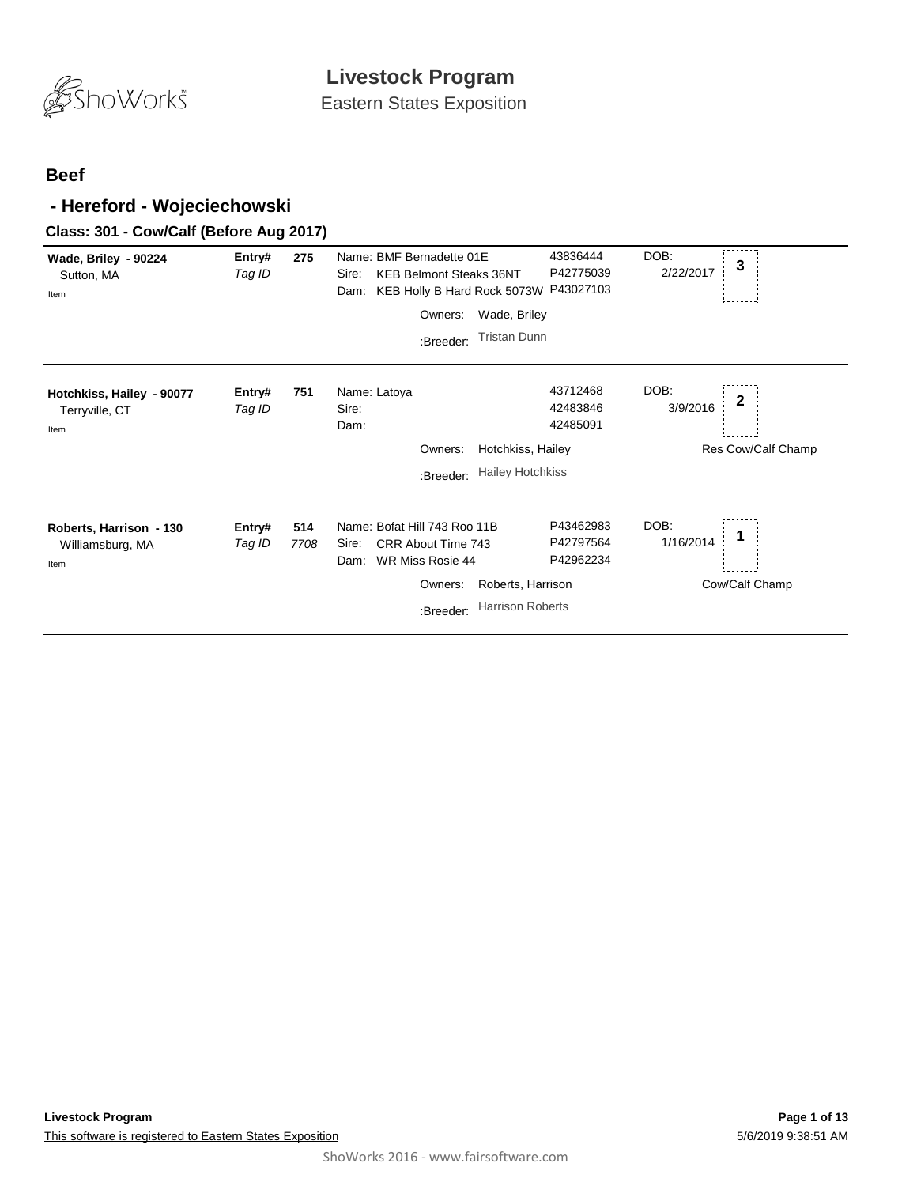# Livestock Program

Eastern States Exposition

## Beef

### - Hereford - Wojeciechowski

#### Class: 301 - Cow/Calf (Before Aug 2017)

| Exhibitor | Entry# / Tag ID | Animal | Reg. # | DOB | Place | Award |
|---|---|---|---|---|---|---|
| **Wade, Briley - 90224**<br>Sutton, MA<br>Item | 275 | Name: BMF Bernadette 01E<br>Sire: KEB Belmont Steaks 36NT<br>Dam: KEB Holly B Hard Rock 5073W<br>Owners: Wade, Briley<br>:Breeder: Tristan Dunn | 43836444<br>P42775039<br>P43027103 | 2/22/2017 | 3 | |
| **Hotchkiss, Hailey - 90077**<br>Terryville, CT<br>Item | 751 | Name: Latoya<br>Sire:<br>Dam:<br>Owners: Hotchkiss, Hailey<br>:Breeder: Hailey Hotchkiss | 43712468<br>42483846<br>42485091 | 3/9/2016 | 2 | Res Cow/Calf Champ |
| **Roberts, Harrison - 130**<br>Williamsburg, MA<br>Item | 514<br>7708 | Name: Bofat Hill 743 Roo 11B<br>Sire: CRR About Time 743<br>Dam: WR Miss Rosie 44<br>Owners: Roberts, Harrison<br>:Breeder: Harrison Roberts | P43462983<br>P42797564<br>P42962234 | 1/16/2014 | 1 | Cow/Calf Champ |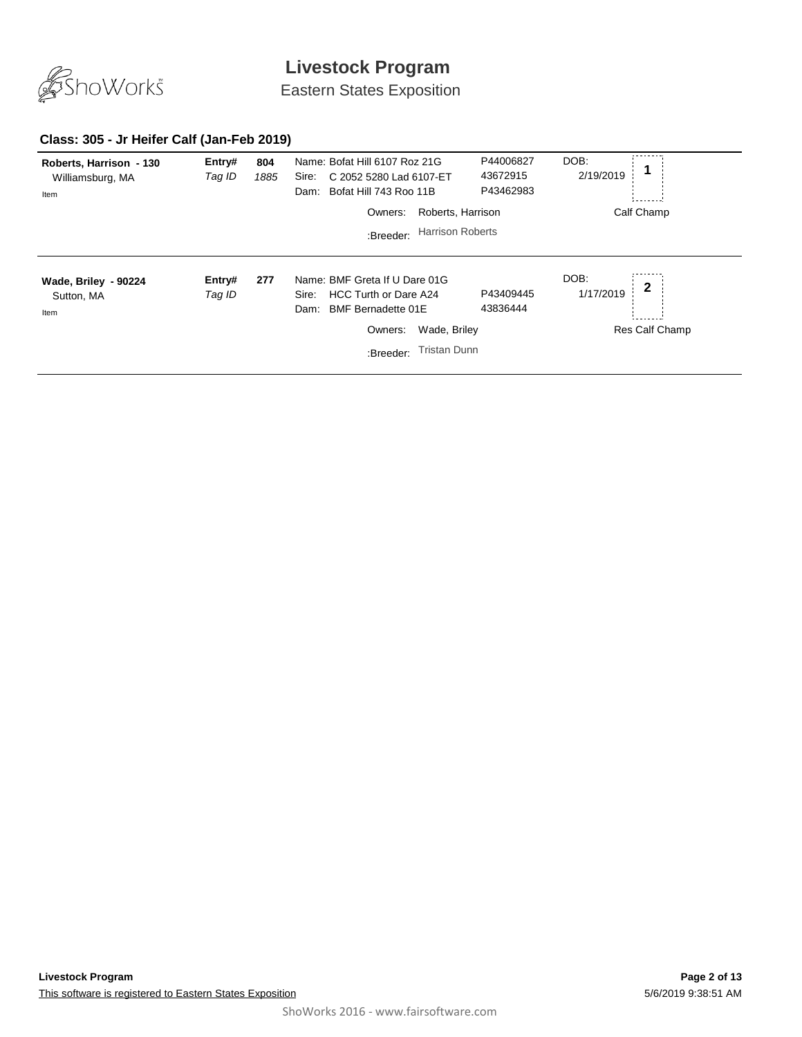# Livestock Program

Eastern States Exposition

## Class: 305 - Jr Heifer Calf (Jan-Feb 2019)

**Roberts, Harrison - 130**
Williamsburg, MA
Item

**Entry#** 804
*Tag ID* 1885

Name: Bofat Hill 6107 Roz 21G — P44006827
Sire: C 2052 5280 Lad 6107-ET — 43672915
Dam: Bofat Hill 743 Roo 11B — P43462983

Owners: Roberts, Harrison
:Breeder: Harrison Roberts

DOB: 2/19/2019

**1**

Calf Champ

---

**Wade, Briley - 90224**
Sutton, MA
Item

**Entry#** 277
*Tag ID*

Name: BMF Greta If U Dare 01G
Sire: HCC Turth or Dare A24 — P43409445
Dam: BMF Bernadette 01E — 43836444

Owners: Wade, Briley
:Breeder: Tristan Dunn

DOB: 1/17/2019

**2**

Res Calf Champ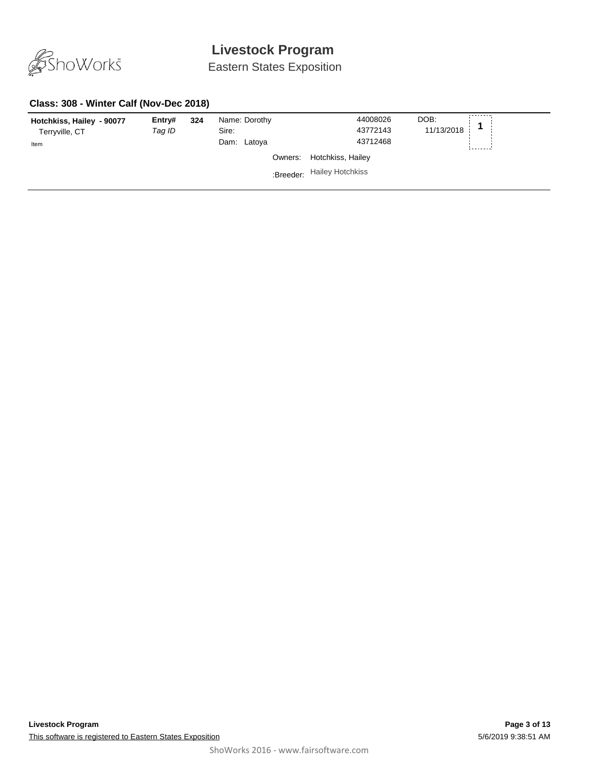# Livestock Program

Eastern States Exposition

### Class: 308 - Winter Calf (Nov-Dec 2018)

| | | | | | | |
|---|---|---|---|---|---|---|
| **Hotchkiss, Hailey - 90077** | **Entry#** | **324** | Name: Dorothy | 44008026 | DOB: | **1** |
| Terryville, CT | *Tag ID* | | Sire: | 43772143 | 11/13/2018 | |
| Item | | | Dam: Latoya | 43712468 | | |
| | | | Owners: | Hotchkiss, Hailey | | |
| | | | :Breeder: | Hailey Hotchkiss | | |

This software is registered to Eastern States Exposition

5/6/2019 9:38:51 AM

ShoWorks 2016 - www.fairsoftware.com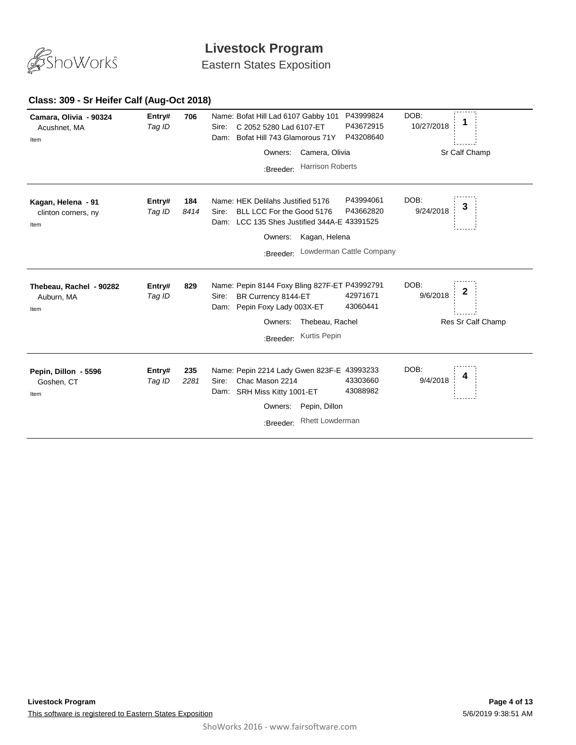# Livestock Program

Eastern States Exposition

### Class: 309 - Sr Heifer Calf (Aug-Oct 2018)

| Exhibitor | Entry# / Tag ID | Animal | Reg. # | DOB | Place |
|---|---|---|---|---|---|
| **Camara, Olivia - 90324**<br>Acushnet, MA<br>Item | **Entry# 706**<br>*Tag ID* | Name: Bofat Hill Lad 6107 Gabby 101<br>Sire: C 2052 5280 Lad 6107-ET<br>Dam: Bofat Hill 743 Glamorous 71Y<br>Owners: Camera, Olivia<br>:Breeder: Harrison Roberts | P43999824<br>P43672915<br>P43208640 | 10/27/2018 | **1**<br>Sr Calf Champ |
| **Kagan, Helena - 91**<br>clinton corners, ny<br>Item | **Entry# 184**<br>*Tag ID 8414* | Name: HEK Delilahs Justified 5176<br>Sire: BLL LCC For the Good 5176<br>Dam: LCC 135 Shes Justified 344A-E<br>Owners: Kagan, Helena<br>:Breeder: Lowderman Cattle Company | P43994061<br>P43662820<br>43391525 | 9/24/2018 | **3** |
| **Thebeau, Rachel - 90282**<br>Auburn, MA<br>Item | **Entry# 829**<br>*Tag ID* | Name: Pepin 8144 Foxy Bling 827F-ET<br>Sire: BR Currency 8144-ET<br>Dam: Pepin Foxy Lady 003X-ET<br>Owners: Thebeau, Rachel<br>:Breeder: Kurtis Pepin | P43992791<br>42971671<br>43060441 | 9/6/2018 | **2**<br>Res Sr Calf Champ |
| **Pepin, Dillon - 5596**<br>Goshen, CT<br>Item | **Entry# 235**<br>*Tag ID 2281* | Name: Pepin 2214 Lady Gwen 823F-E<br>Sire: Chac Mason 2214<br>Dam: SRH Miss Kitty 1001-ET<br>Owners: Pepin, Dillon<br>:Breeder: Rhett Lowderman | 43993233<br>43303660<br>43088982 | 9/4/2018 | **4** |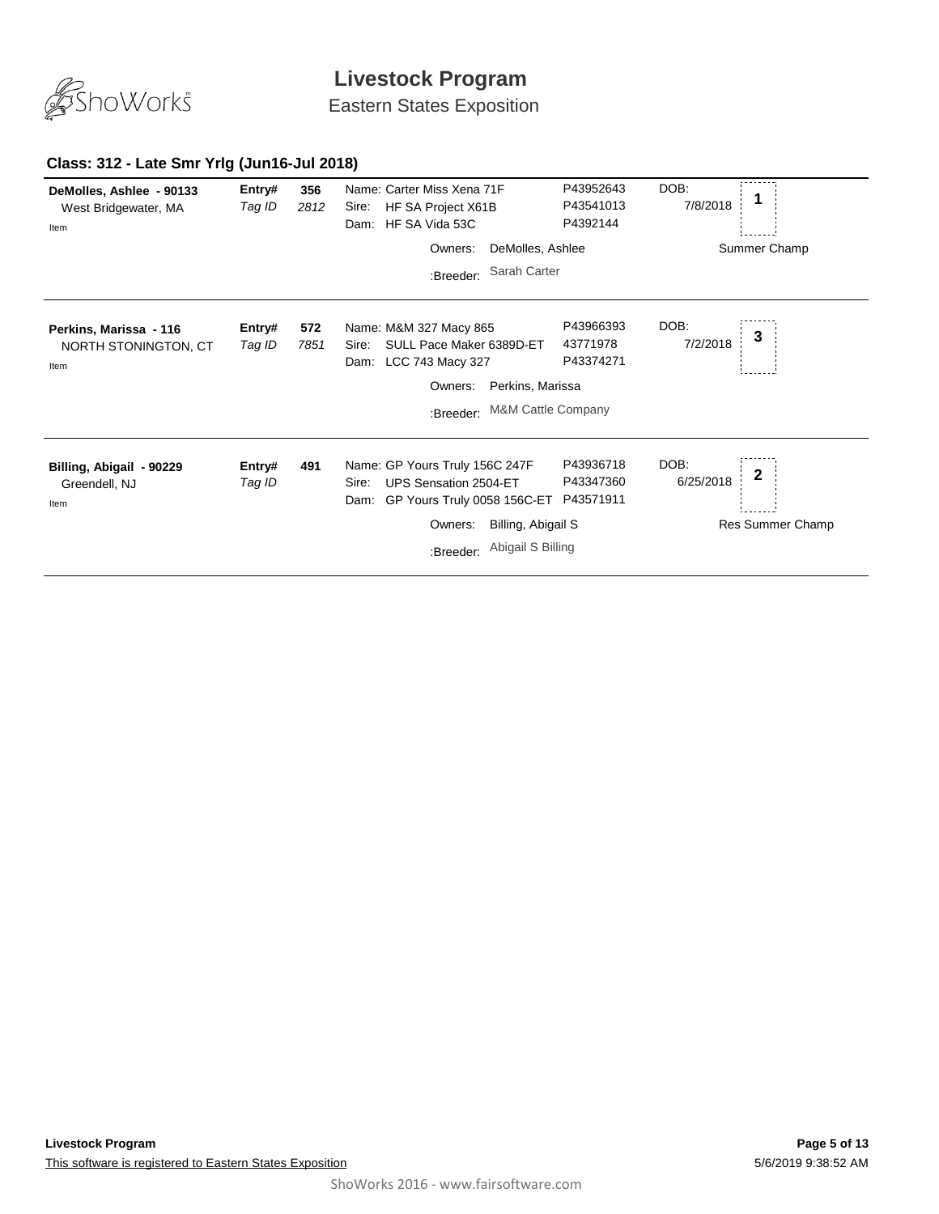# Livestock Program

Eastern States Exposition

### Class: 312 - Late Smr Yrlg (Jun16-Jul 2018)

| Exhibitor | Entry# / Tag ID | | Animal | Reg # | DOB | Place |
|---|---|---|---|---|---|---|
| **DeMolles, Ashlee - 90133**<br>West Bridgewater, MA<br>Item | **Entry#**<br>*Tag ID* | **356**<br>*2812* | Name: Carter Miss Xena 71F<br>Sire: HF SA Project X61B<br>Dam: HF SA Vida 53C<br>Owners: DeMolles, Ashlee<br>:Breeder: Sarah Carter | P43952643<br>P43541013<br>P4392144 | DOB:<br>7/8/2018 | **1**<br>Summer Champ |
| **Perkins, Marissa - 116**<br>NORTH STONINGTON, CT<br>Item | **Entry#**<br>*Tag ID* | **572**<br>*7851* | Name: M&M 327 Macy 865<br>Sire: SULL Pace Maker 6389D-ET<br>Dam: LCC 743 Macy 327<br>Owners: Perkins, Marissa<br>:Breeder: M&M Cattle Company | P43966393<br>43771978<br>P43374271 | DOB:<br>7/2/2018 | **3** |
| **Billing, Abigail - 90229**<br>Greendell, NJ<br>Item | **Entry#**<br>*Tag ID* | **491** | Name: GP Yours Truly 156C 247F<br>Sire: UPS Sensation 2504-ET<br>Dam: GP Yours Truly 0058 156C-ET<br>Owners: Billing, Abigail S<br>:Breeder: Abigail S Billing | P43936718<br>P43347360<br>P43571911 | DOB:<br>6/25/2018 | **2**<br>Res Summer Champ |

This software is registered to Eastern States Exposition

5/6/2019 9:38:52 AM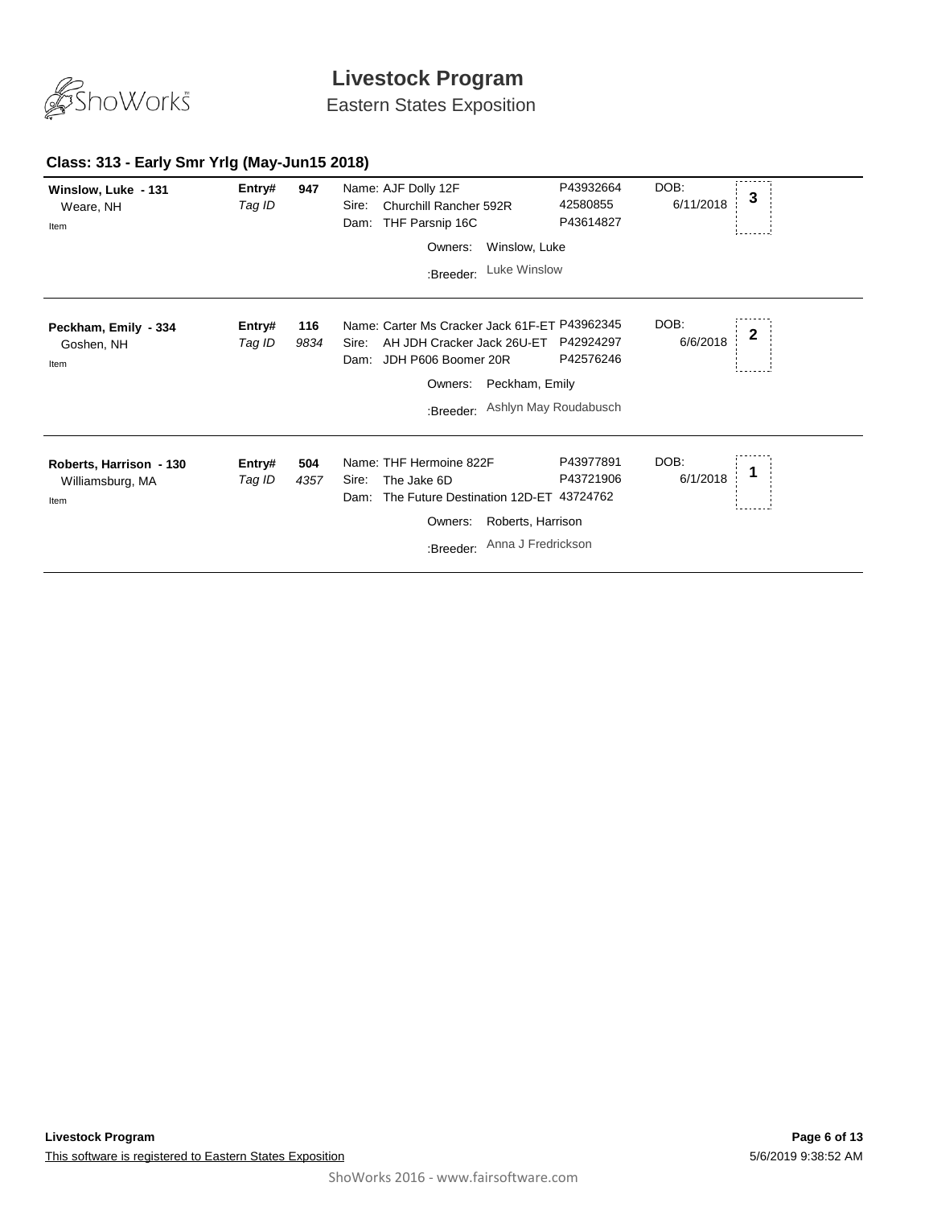# Livestock Program

Eastern States Exposition

## Class: 313 - Early Smr Yrlg (May-Jun15 2018)

**Winslow, Luke - 131**
Weare, NH
Item

**Entry#** 947
*Tag ID*

Name: AJF Dolly 12F — P43932664
Sire: Churchill Rancher 592R — 42580855
Dam: THF Parsnip 16C — P43614827

Owners: Winslow, Luke
:Breeder: Luke Winslow

DOB: 6/11/2018

**3**

---

**Peckham, Emily - 334**
Goshen, NH
Item

**Entry#** 116
*Tag ID* *9834*

Name: Carter Ms Cracker Jack 61F-ET — P43962345
Sire: AH JDH Cracker Jack 26U-ET — P42924297
Dam: JDH P606 Boomer 20R — P42576246

Owners: Peckham, Emily
:Breeder: Ashlyn May Roudabusch

DOB: 6/6/2018

**2**

---

**Roberts, Harrison - 130**
Williamsburg, MA
Item

**Entry#** 504
*Tag ID* *4357*

Name: THF Hermoine 822F — P43977891
Sire: The Jake 6D — P43721906
Dam: The Future Destination 12D-ET — 43724762

Owners: Roberts, Harrison
:Breeder: Anna J Fredrickson

DOB: 6/1/2018

**1**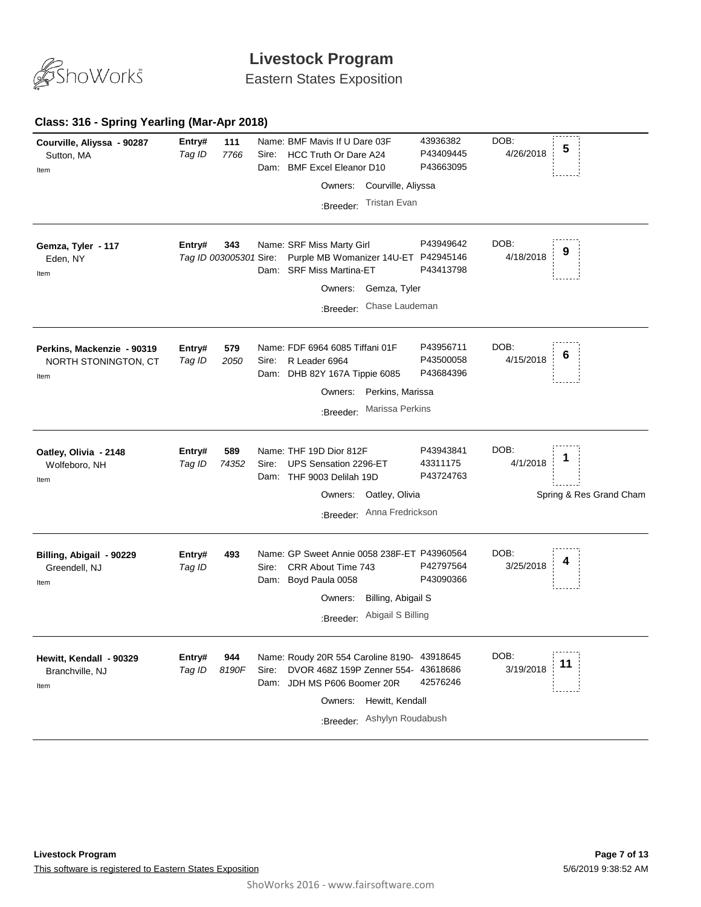# Livestock Program

## Eastern States Exposition

### Class: 316 - Spring Yearling (Mar-Apr 2018)

**Courville, Aliyssa - 90287**
Sutton, MA
Item

**Entry#** 111 | *Tag ID* 7766

Name: BMF Mavis If U Dare 03F — 43936382
Sire: HCC Truth Or Dare A24 — P43409445
Dam: BMF Excel Eleanor D10 — P43663095

Owners: Courville, Aliyssa
:Breeder: Tristan Evan

DOB: 4/26/2018 — Placing: **5**

---

**Gemza, Tyler - 117**
Eden, NY
Item

**Entry#** 343 | *Tag ID* 003005301

Name: SRF Miss Marty Girl — P43949642
Sire: Purple MB Womanizer 14U-ET — P42945146
Dam: SRF Miss Martina-ET — P43413798

Owners: Gemza, Tyler
:Breeder: Chase Laudeman

DOB: 4/18/2018 — Placing: **9**

---

**Perkins, Mackenzie - 90319**
NORTH STONINGTON, CT
Item

**Entry#** 579 | *Tag ID* 2050

Name: FDF 6964 6085 Tiffani 01F — P43956711
Sire: R Leader 6964 — P43500058
Dam: DHB 82Y 167A Tippie 6085 — P43684396

Owners: Perkins, Marissa
:Breeder: Marissa Perkins

DOB: 4/15/2018 — Placing: **6**

---

**Oatley, Olivia - 2148**
Wolfeboro, NH
Item

**Entry#** 589 | *Tag ID* 74352

Name: THF 19D Dior 812F — P43943841
Sire: UPS Sensation 2296-ET — 43311175
Dam: THF 9003 Delilah 19D — P43724763

Owners: Oatley, Olivia
:Breeder: Anna Fredrickson

DOB: 4/1/2018 — Placing: **1**

Spring & Res Grand Cham

---

**Billing, Abigail - 90229**
Greendell, NJ
Item

**Entry#** 493 | *Tag ID*

Name: GP Sweet Annie 0058 238F-ET — P43960564
Sire: CRR About Time 743 — P42797564
Dam: Boyd Paula 0058 — P43090366

Owners: Billing, Abigail S
:Breeder: Abigail S Billing

DOB: 3/25/2018 — Placing: **4**

---

**Hewitt, Kendall - 90329**
Branchville, NJ
Item

**Entry#** 944 | *Tag ID* 8190F

Name: Roudy 20R 554 Caroline 8190- — 43918645
Sire: DVOR 468Z 159P Zenner 554- — 43618686
Dam: JDH MS P606 Boomer 20R — 42576246

Owners: Hewitt, Kendall
:Breeder: Ashylyn Roudabush

DOB: 3/19/2018 — Placing: **11**

---

**Livestock Program**
This software is registered to Eastern States Exposition

5/6/2019 9:38:52 AM

ShoWorks 2016 - www.fairsoftware.com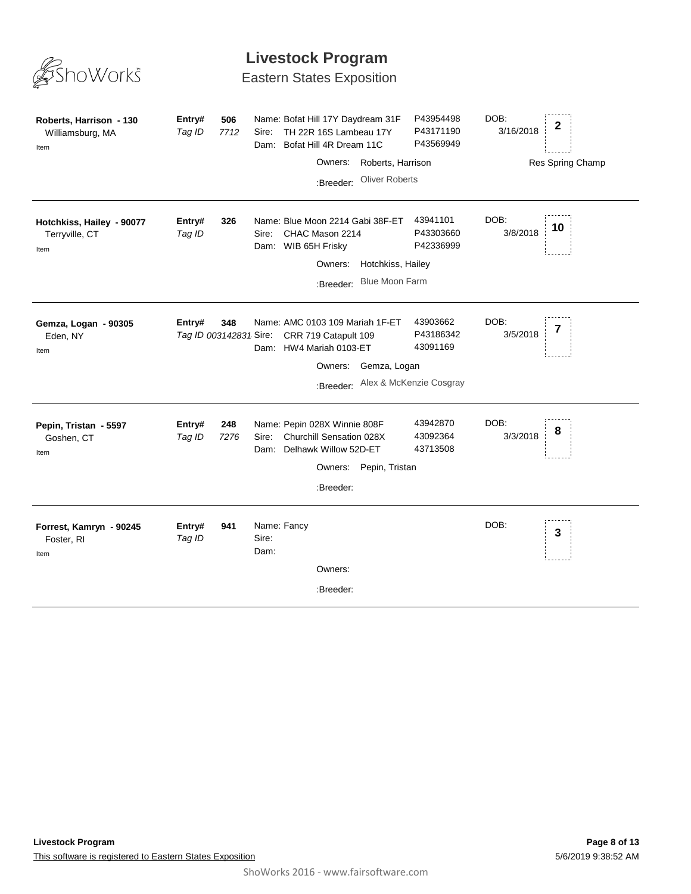# Livestock Program

## Eastern States Exposition

| Exhibitor | Entry# / Tag ID | Animal | Registration | DOB | Place |
|---|---|---|---|---|---|
| **Roberts, Harrison - 130**<br>Williamsburg, MA<br>Item | **Entry# 506**<br>*Tag ID 7712* | Name: Bofat Hill 17Y Daydream 31F<br>Sire: TH 22R 16S Lambeau 17Y<br>Dam: Bofat Hill 4R Dream 11C<br>Owners: Roberts, Harrison<br>:Breeder: Oliver Roberts | P43954498<br>P43171190<br>P43569949 | 3/16/2018 | **2**<br>Res Spring Champ |
| **Hotchkiss, Hailey - 90077**<br>Terryville, CT<br>Item | **Entry# 326**<br>*Tag ID* | Name: Blue Moon 2214 Gabi 38F-ET<br>Sire: CHAC Mason 2214<br>Dam: WIB 65H Frisky<br>Owners: Hotchkiss, Hailey<br>:Breeder: Blue Moon Farm | 43941101<br>P43303660<br>P42336999 | 3/8/2018 | **10** |
| **Gemza, Logan - 90305**<br>Eden, NY<br>Item | **Entry# 348**<br>*Tag ID 003142831* | Name: AMC 0103 109 Mariah 1F-ET<br>Sire: CRR 719 Catapult 109<br>Dam: HW4 Mariah 0103-ET<br>Owners: Gemza, Logan<br>:Breeder: Alex & McKenzie Cosgray | 43903662<br>P43186342<br>43091169 | 3/5/2018 | **7** |
| **Pepin, Tristan - 5597**<br>Goshen, CT<br>Item | **Entry# 248**<br>*Tag ID 7276* | Name: Pepin 028X Winnie 808F<br>Sire: Churchill Sensation 028X<br>Dam: Delhawk Willow 52D-ET<br>Owners: Pepin, Tristan<br>:Breeder: | 43942870<br>43092364<br>43713508 | 3/3/2018 | **8** |
| **Forrest, Kamryn - 90245**<br>Foster, RI<br>Item | **Entry# 941**<br>*Tag ID* | Name: Fancy<br>Sire:<br>Dam:<br>Owners:<br>:Breeder: | | | **3** |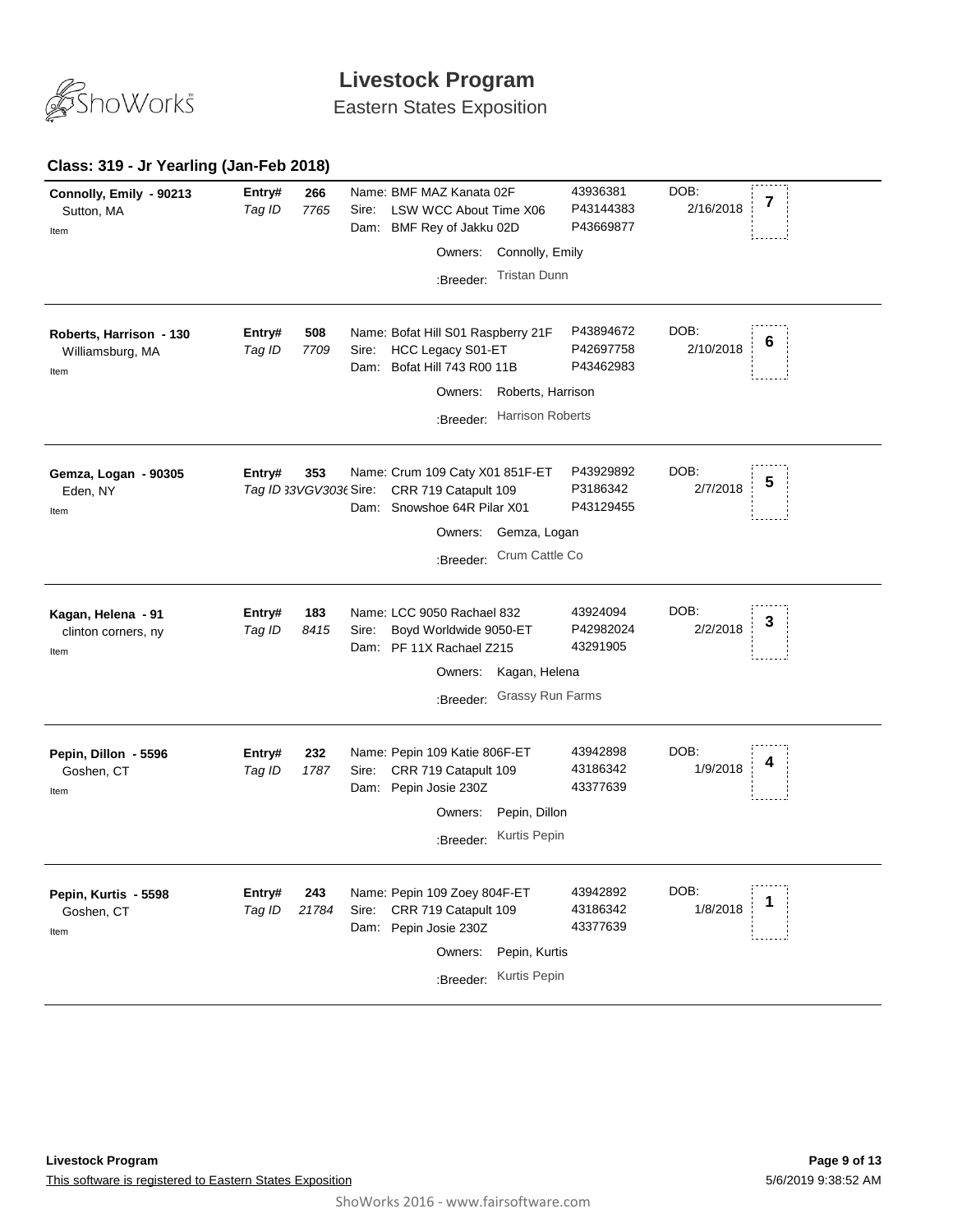# Livestock Program

Eastern States Exposition

### Class: 319 - Jr Yearling (Jan-Feb 2018)

| Exhibitor | Entry# / Tag ID | Animal | Reg. # | DOB | Placing |
|---|---|---|---|---|---|
| **Connolly, Emily - 90213**<br>Sutton, MA<br>Item | **Entry# 266**<br>*Tag ID 7765* | Name: BMF MAZ Kanata 02F<br>Sire: LSW WCC About Time X06<br>Dam: BMF Rey of Jakku 02D<br>Owners: Connolly, Emily<br>:Breeder: Tristan Dunn | 43936381<br>P43144383<br>P43669877 | 2/16/2018 | 7 |
| **Roberts, Harrison - 130**<br>Williamsburg, MA<br>Item | **Entry# 508**<br>*Tag ID 7709* | Name: Bofat Hill S01 Raspberry 21F<br>Sire: HCC Legacy S01-ET<br>Dam: Bofat Hill 743 R00 11B<br>Owners: Roberts, Harrison<br>:Breeder: Harrison Roberts | P43894672<br>P42697758<br>P43462983 | 2/10/2018 | 6 |
| **Gemza, Logan - 90305**<br>Eden, NY<br>Item | **Entry# 353**<br>*Tag ID 33VGV3036* | Name: Crum 109 Caty X01 851F-ET<br>Sire: CRR 719 Catapult 109<br>Dam: Snowshoe 64R Pilar X01<br>Owners: Gemza, Logan<br>:Breeder: Crum Cattle Co | P43929892<br>P3186342<br>P43129455 | 2/7/2018 | 5 |
| **Kagan, Helena - 91**<br>clinton corners, ny<br>Item | **Entry# 183**<br>*Tag ID 8415* | Name: LCC 9050 Rachael 832<br>Sire: Boyd Worldwide 9050-ET<br>Dam: PF 11X Rachael Z215<br>Owners: Kagan, Helena<br>:Breeder: Grassy Run Farms | 43924094<br>P42982024<br>43291905 | 2/2/2018 | 3 |
| **Pepin, Dillon - 5596**<br>Goshen, CT<br>Item | **Entry# 232**<br>*Tag ID 1787* | Name: Pepin 109 Katie 806F-ET<br>Sire: CRR 719 Catapult 109<br>Dam: Pepin Josie 230Z<br>Owners: Pepin, Dillon<br>:Breeder: Kurtis Pepin | 43942898<br>43186342<br>43377639 | 1/9/2018 | 4 |
| **Pepin, Kurtis - 5598**<br>Goshen, CT<br>Item | **Entry# 243**<br>*Tag ID 21784* | Name: Pepin 109 Zoey 804F-ET<br>Sire: CRR 719 Catapult 109<br>Dam: Pepin Josie 230Z<br>Owners: Pepin, Kurtis<br>:Breeder: Kurtis Pepin | 43942892<br>43186342<br>43377639 | 1/8/2018 | 1 |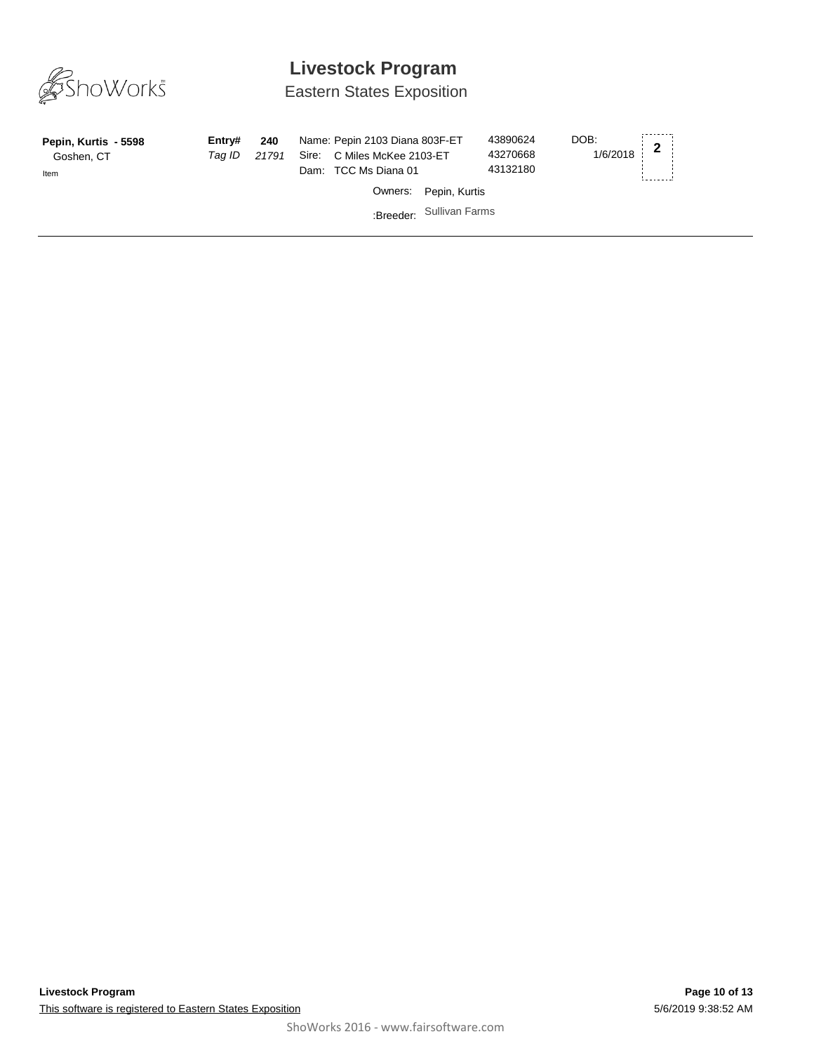# Livestock Program

## Eastern States Exposition

| | | | | | |
|---|---|---|---|---|---|
| **Pepin, Kurtis - 5598** | **Entry#** **240** | Name: Pepin 2103 Diana 803F-ET | 43890624 | DOB: | **2** |
| Goshen, CT | *Tag ID* *21791* | Sire: C Miles McKee 2103-ET | 43270668 | 1/6/2018 | |
| Item | | Dam: TCC Ms Diana 01 | 43132180 | | |
| | | Owners: Pepin, Kurtis | | | |
| | | :Breeder: Sullivan Farms | | | |

**Livestock Program**

This software is registered to Eastern States Exposition

5/6/2019 9:38:52 AM

ShoWorks 2016 - www.fairsoftware.com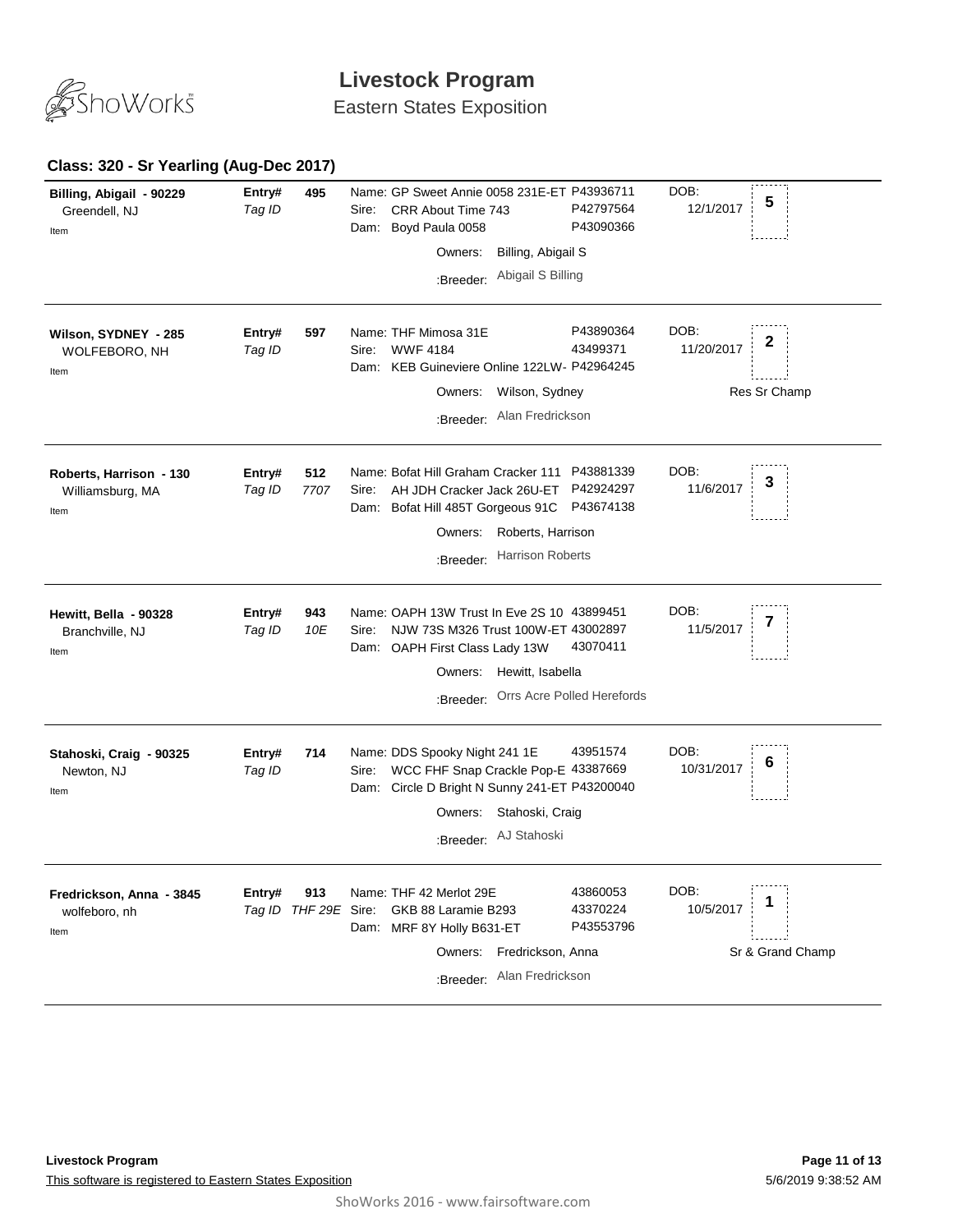# Livestock Program

Eastern States Exposition

### Class: 320 - Sr Yearling (Aug-Dec 2017)

**Billing, Abigail - 90229**
Greendell, NJ
Item

**Entry#** 495
*Tag ID*

Name: GP Sweet Annie 0058 231E-ET P43936711
Sire: CRR About Time 743 P42797564
Dam: Boyd Paula 0058 P43090366
Owners: Billing, Abigail S
:Breeder: Abigail S Billing

DOB: 12/1/2017
Placing: 5

---

**Wilson, SYDNEY - 285**
WOLFEBORO, NH
Item

**Entry#** 597
*Tag ID*

Name: THF Mimosa 31E P43890364
Sire: WWF 4184 43499371
Dam: KEB Guineviere Online 122LW- P42964245
Owners: Wilson, Sydney
:Breeder: Alan Fredrickson

DOB: 11/20/2017
Placing: 2
Res Sr Champ

---

**Roberts, Harrison - 130**
Williamsburg, MA
Item

**Entry#** 512
*Tag ID* 7707

Name: Bofat Hill Graham Cracker 111 P43881339
Sire: AH JDH Cracker Jack 26U-ET P42924297
Dam: Bofat Hill 485T Gorgeous 91C P43674138
Owners: Roberts, Harrison
:Breeder: Harrison Roberts

DOB: 11/6/2017
Placing: 3

---

**Hewitt, Bella - 90328**
Branchville, NJ
Item

**Entry#** 943
*Tag ID* 10E

Name: OAPH 13W Trust In Eve 2S 10 43899451
Sire: NJW 73S M326 Trust 100W-ET 43002897
Dam: OAPH First Class Lady 13W 43070411
Owners: Hewitt, Isabella
:Breeder: Orrs Acre Polled Herefords

DOB: 11/5/2017
Placing: 7

---

**Stahoski, Craig - 90325**
Newton, NJ
Item

**Entry#** 714
*Tag ID*

Name: DDS Spooky Night 241 1E 43951574
Sire: WCC FHF Snap Crackle Pop-E 43387669
Dam: Circle D Bright N Sunny 241-ET P43200040
Owners: Stahoski, Craig
:Breeder: AJ Stahoski

DOB: 10/31/2017
Placing: 6

---

**Fredrickson, Anna - 3845**
wolfeboro, nh
Item

**Entry#** 913
*Tag ID* THF 29E

Name: THF 42 Merlot 29E 43860053
Sire: GKB 88 Laramie B293 43370224
Dam: MRF 8Y Holly B631-ET P43553796
Owners: Fredrickson, Anna
:Breeder: Alan Fredrickson

DOB: 10/5/2017
Placing: 1
Sr & Grand Champ

---

**Livestock Program**
This software is registered to Eastern States Exposition

5/6/2019 9:38:52 AM

ShoWorks 2016 - www.fairsoftware.com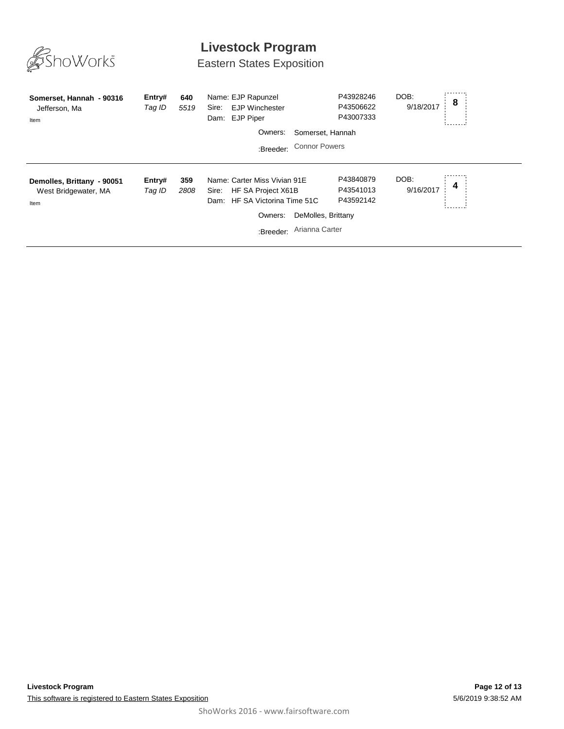# Livestock Program

## Eastern States Exposition

**Somerset, Hannah - 90316**
Jefferson, Ma
Item

**Entry#** **640**
*Tag ID* *5519*

Name: EJP Rapunzel — P43928246
Sire: EJP Winchester — P43506622
Dam: EJP Piper — P43007333

DOB: 9/18/2017

**8**

Owners: Somerset, Hannah
:Breeder: Connor Powers

---

**Demolles, Brittany - 90051**
West Bridgewater, MA
Item

**Entry#** **359**
*Tag ID* *2808*

Name: Carter Miss Vivian 91E — P43840879
Sire: HF SA Project X61B — P43541013
Dam: HF SA Victorina Time 51C — P43592142

DOB: 9/16/2017

**4**

Owners: DeMolles, Brittany
:Breeder: Arianna Carter

---

**Livestock Program**
This software is registered to Eastern States Exposition

5/6/2019 9:38:52 AM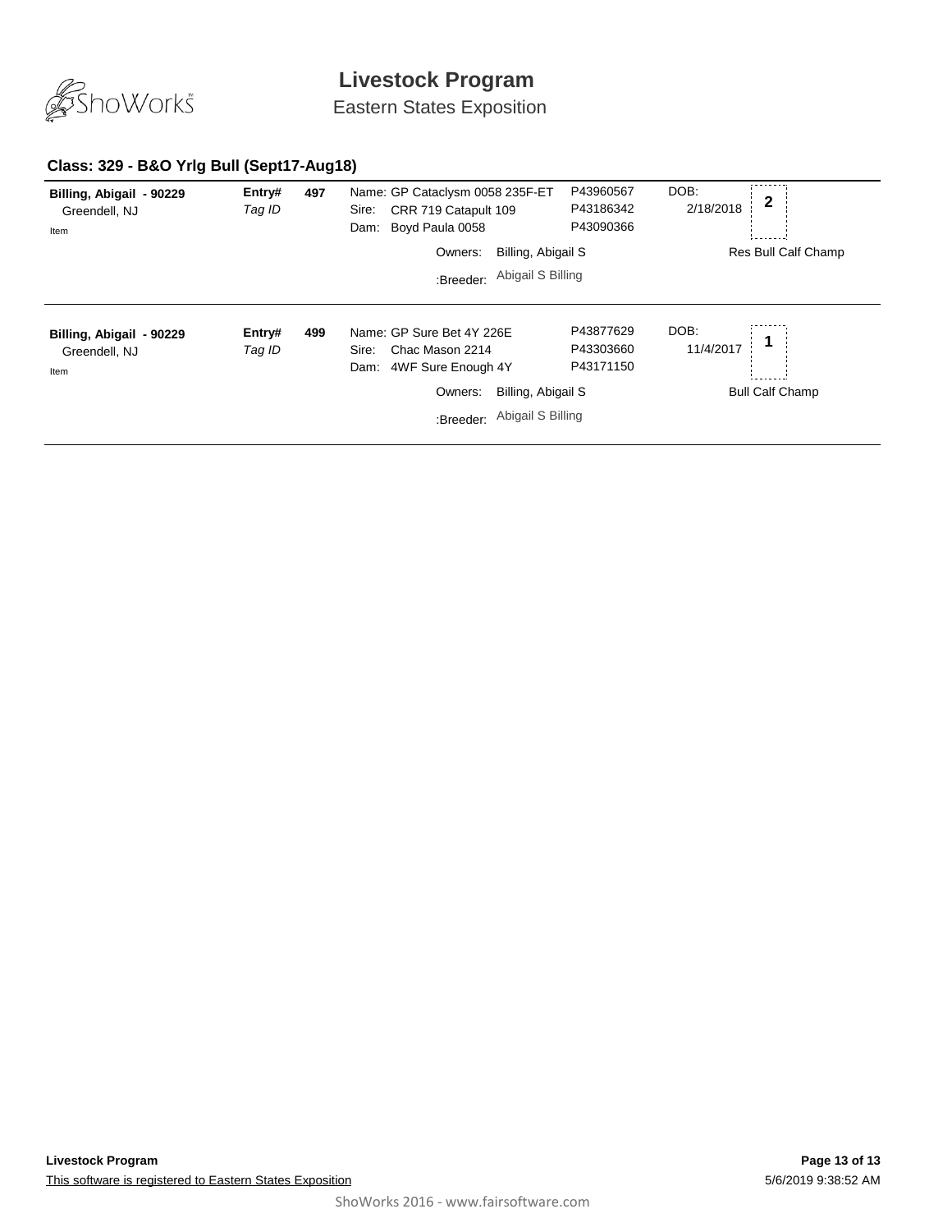# Livestock Program

Eastern States Exposition

### Class: 329 - B&O Yrlg Bull (Sept17-Aug18)

**Billing, Abigail - 90229**
Greendell, NJ
Item

**Entry#** **497**
*Tag ID*

Name: GP Cataclysm 0058 235F-ET — P43960567
Sire: CRR 719 Catapult 109 — P43186342
Dam: Boyd Paula 0058 — P43090366

Owners: Billing, Abigail S
:Breeder: Abigail S Billing

DOB: 2/18/2018

**2**

Res Bull Calf Champ

---

**Billing, Abigail - 90229**
Greendell, NJ
Item

**Entry#** **499**
*Tag ID*

Name: GP Sure Bet 4Y 226E — P43877629
Sire: Chac Mason 2214 — P43303660
Dam: 4WF Sure Enough 4Y — P43171150

Owners: Billing, Abigail S
:Breeder: Abigail S Billing

DOB: 11/4/2017

**1**

Bull Calf Champ

---

**Livestock Program**
This software is registered to Eastern States Exposition

5/6/2019 9:38:52 AM